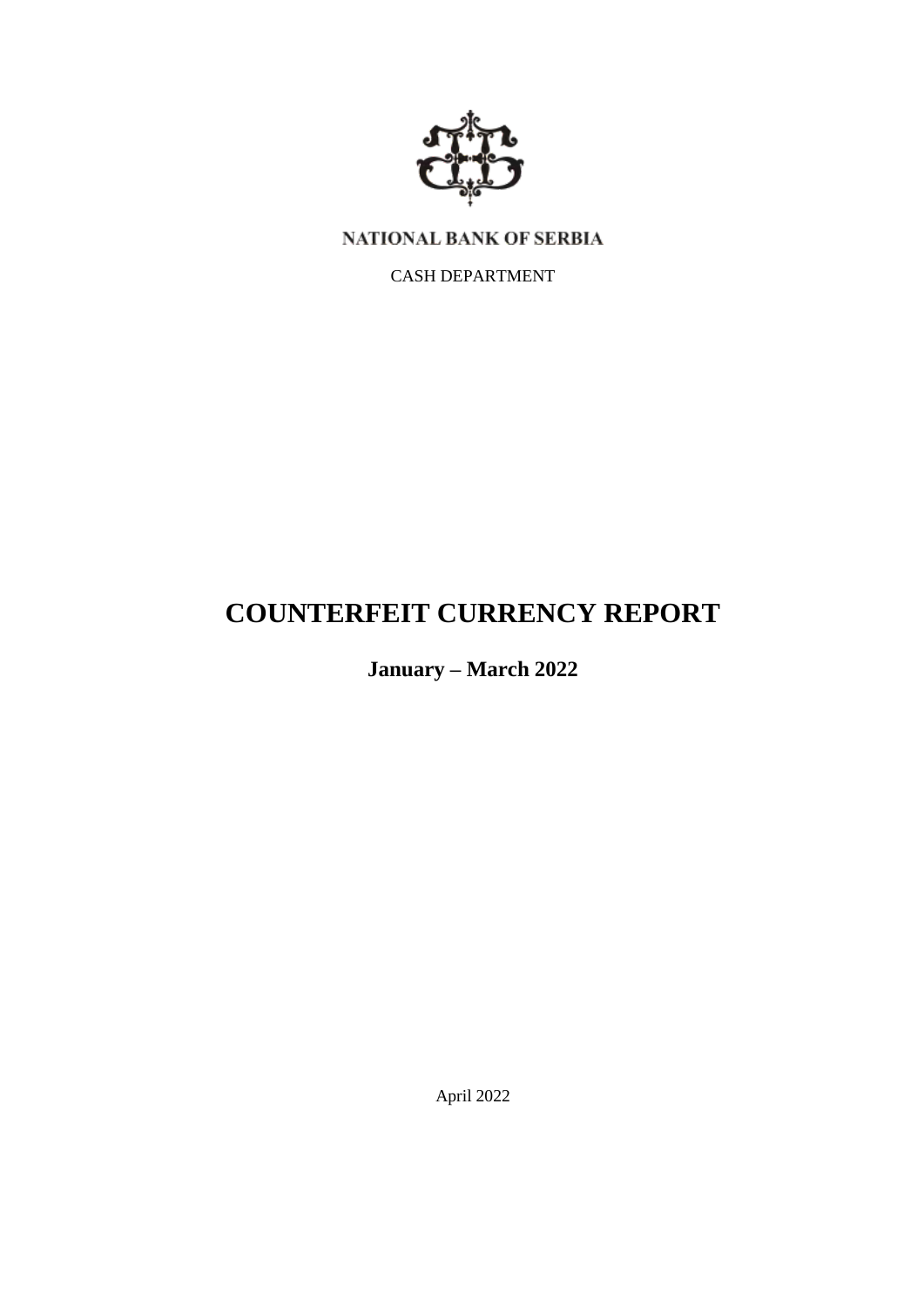NATIONAL BANK OF SERBIA

CASH DEPARTMENT

# COUNTERFEIT CURRENCY REPORT

## January – March 2022

April 2022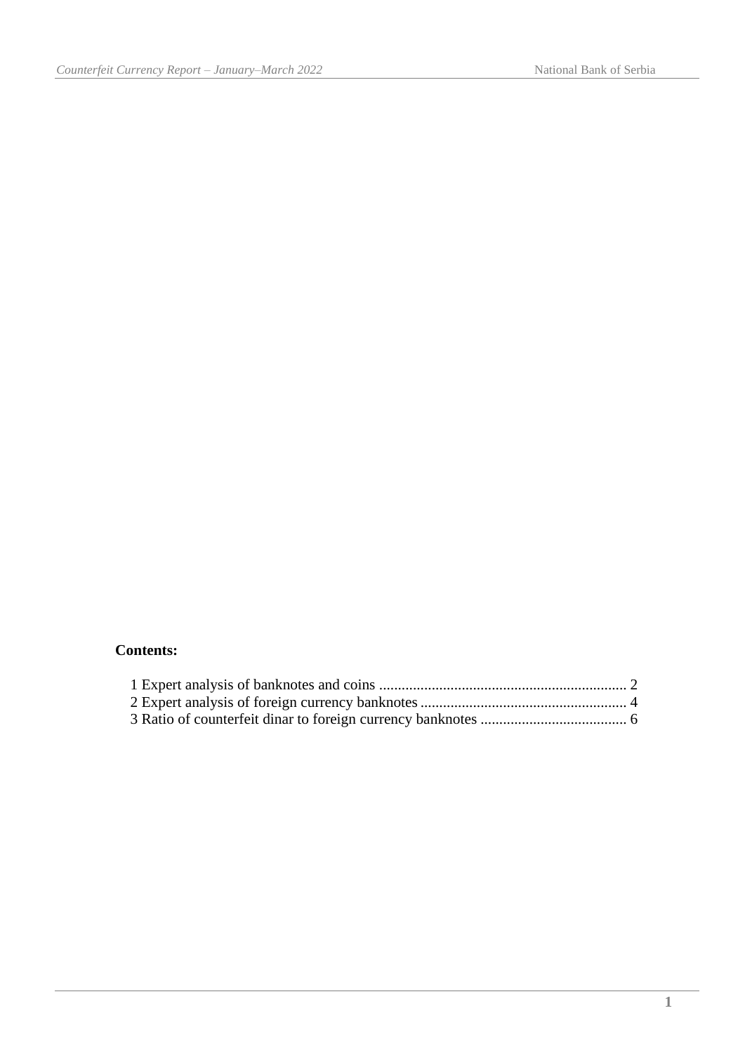**Contents:**

1 Expert analysis of banknotes and coins .................................................................. 2
2 Expert analysis of foreign currency banknotes ....................................................... 4
3 Ratio of counterfeit dinar to foreign currency banknotes ....................................... 6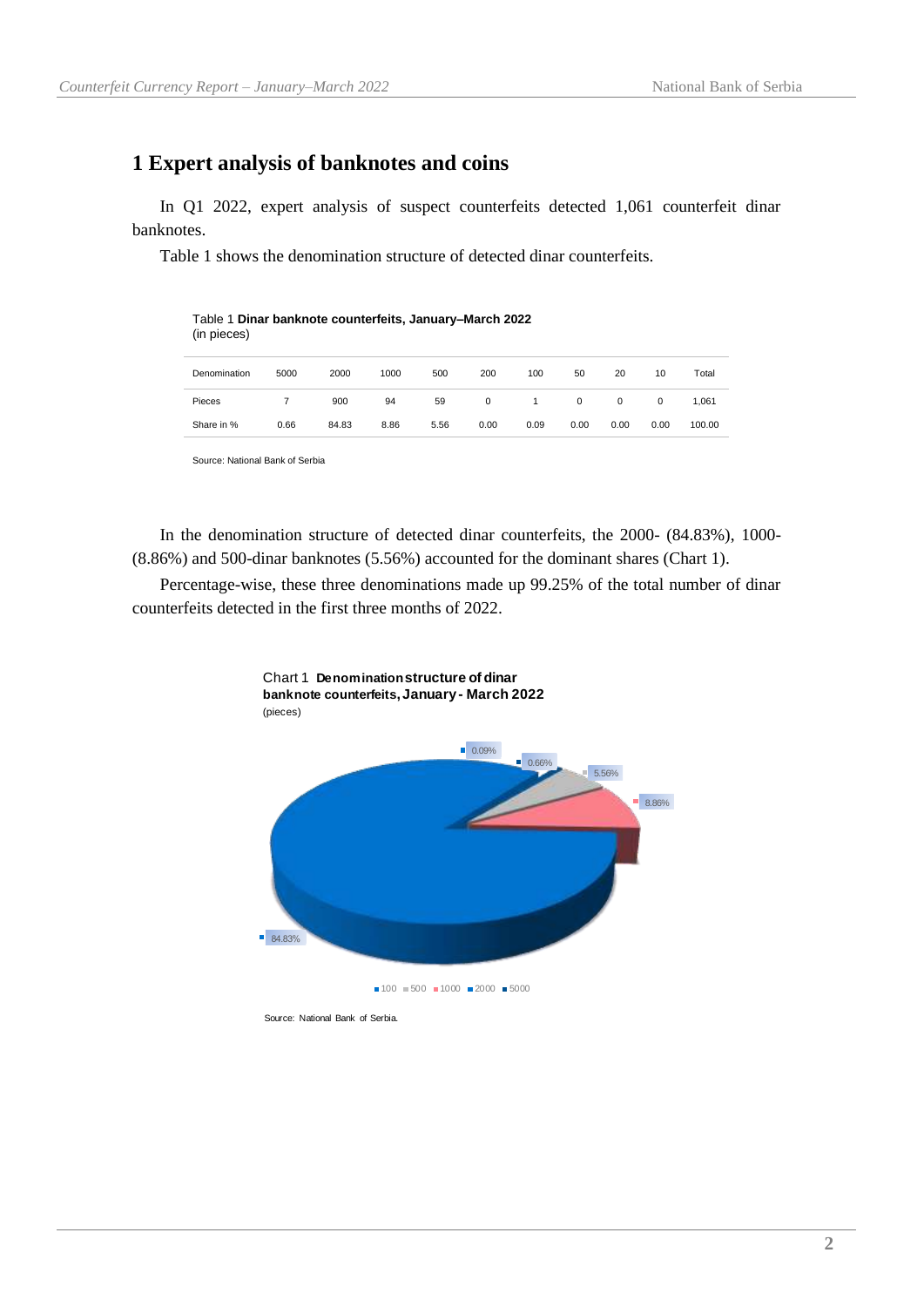# 1 Expert analysis of banknotes and coins

In Q1 2022, expert analysis of suspect counterfeits detected 1,061 counterfeit dinar banknotes.

Table 1 shows the denomination structure of detected dinar counterfeits.

Table 1 **Dinar banknote counterfeits, January–March 2022**
(in pieces)

| Denomination | 5000 | 2000 | 1000 | 500 | 200 | 100 | 50 | 20 | 10 | Total |
|---|---|---|---|---|---|---|---|---|---|---|
| Pieces | 7 | 900 | 94 | 59 | 0 | 1 | 0 | 0 | 0 | 1,061 |
| Share in % | 0.66 | 84.83 | 8.86 | 5.56 | 0.00 | 0.09 | 0.00 | 0.00 | 0.00 | 100.00 |

Source: National Bank of Serbia

In the denomination structure of detected dinar counterfeits, the 2000- (84.83%), 1000- (8.86%) and 500-dinar banknotes (5.56%) accounted for the dominant shares (Chart 1).

Percentage-wise, these three denominations made up 99.25% of the total number of dinar counterfeits detected in the first three months of 2022.

Chart 1 **Denomination structure of dinar banknote counterfeits, January - March 2022**
(pieces)

0.09% 0.66% 5.56% 8.86% 84.83%

100 500 1000 2000 5000

Source: National Bank of Serbia.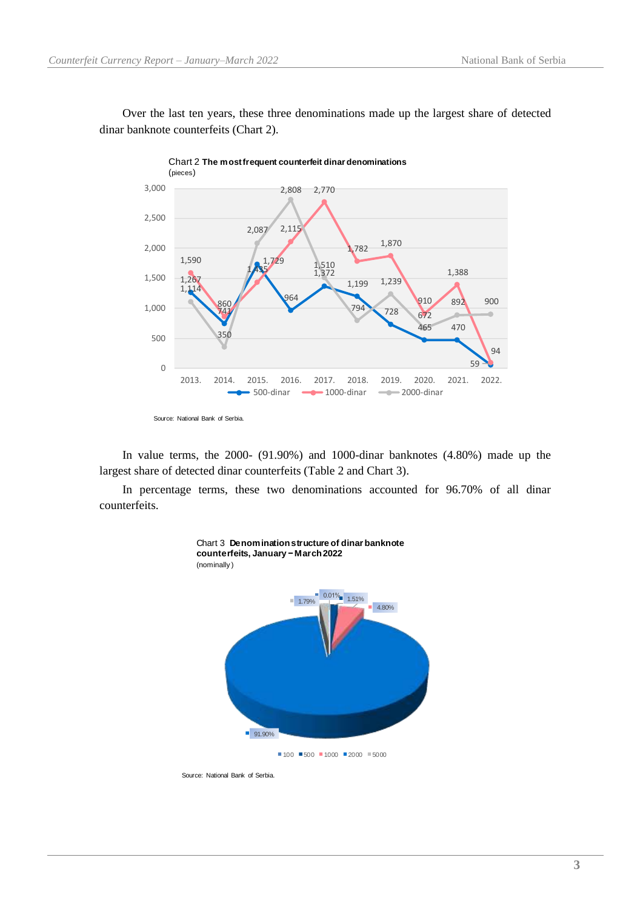Over the last ten years, these three denominations made up the largest share of detected dinar banknote counterfeits (Chart 2).

Chart 2 **The most frequent counterfeit dinar denominations**
(pieces)

Source: National Bank of Serbia.

In value terms, the 2000- (91.90%) and 1000-dinar banknotes (4.80%) made up the largest share of detected dinar counterfeits (Table 2 and Chart 3).

In percentage terms, these two denominations accounted for 96.70% of all dinar counterfeits.

Chart 3 **Denomination structure of dinar banknote counterfeits, January–March 2022**
(nominally)

Source: National Bank of Serbia.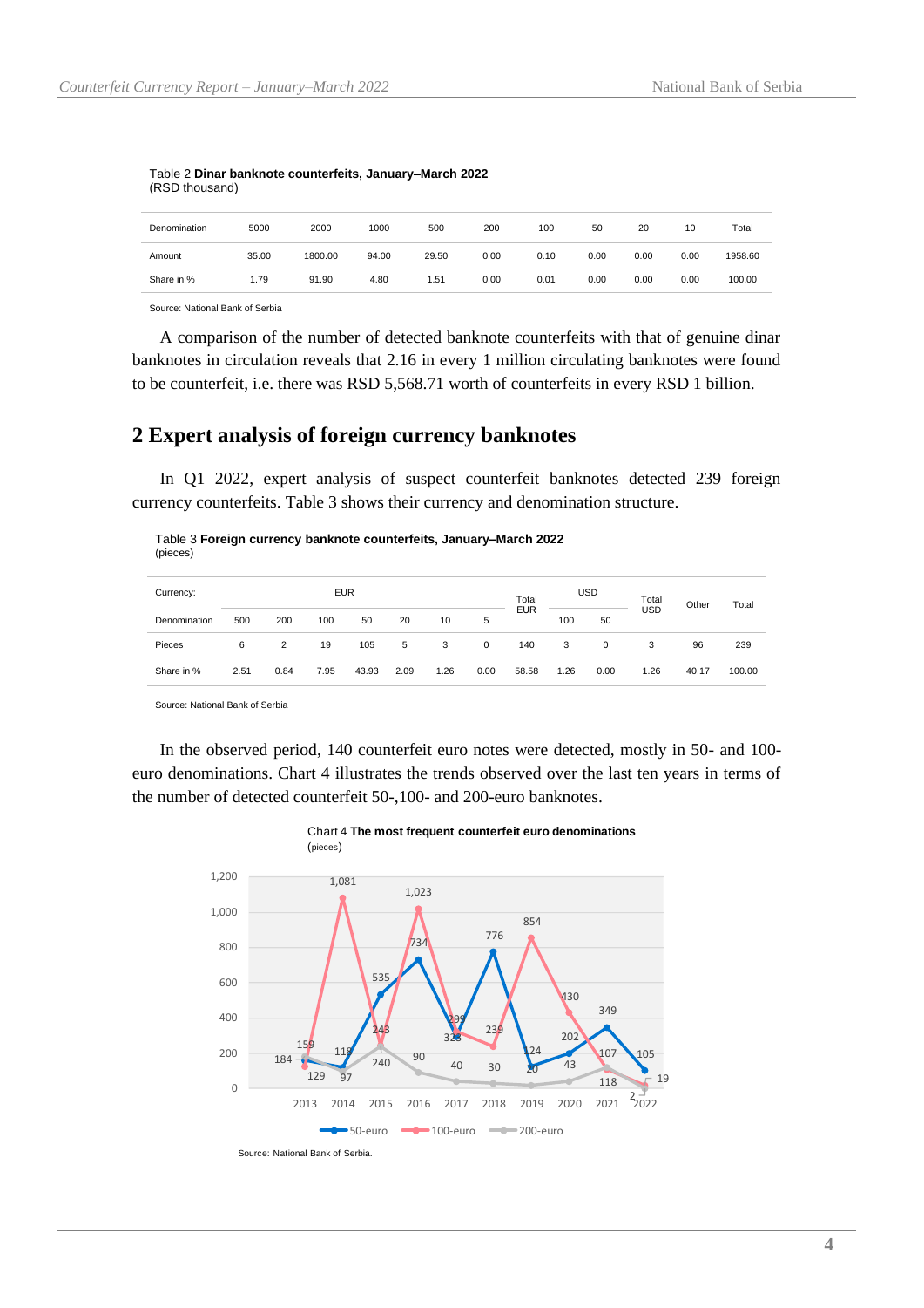Table 2 **Dinar banknote counterfeits, January–March 2022**
(RSD thousand)

| Denomination | 5000 | 2000 | 1000 | 500 | 200 | 100 | 50 | 20 | 10 | Total |
|---|---|---|---|---|---|---|---|---|---|---|
| Amount | 35.00 | 1800.00 | 94.00 | 29.50 | 0.00 | 0.10 | 0.00 | 0.00 | 0.00 | 1958.60 |
| Share in % | 1.79 | 91.90 | 4.80 | 1.51 | 0.00 | 0.01 | 0.00 | 0.00 | 0.00 | 100.00 |

Source: National Bank of Serbia

A comparison of the number of detected banknote counterfeits with that of genuine dinar banknotes in circulation reveals that 2.16 in every 1 million circulating banknotes were found to be counterfeit, i.e. there was RSD 5,568.71 worth of counterfeits in every RSD 1 billion.

## 2 Expert analysis of foreign currency banknotes

In Q1 2022, expert analysis of suspect counterfeit banknotes detected 239 foreign currency counterfeits. Table 3 shows their currency and denomination structure.

Table 3 **Foreign currency banknote counterfeits, January–March 2022**
(pieces)

| Currency: | EUR | | | | | | | Total EUR | USD | | Total USD | Other | Total |
|---|---|---|---|---|---|---|---|---|---|---|---|---|---|
| Denomination | 500 | 200 | 100 | 50 | 20 | 10 | 5 | | 100 | 50 | | | |
| Pieces | 6 | 2 | 19 | 105 | 5 | 3 | 0 | 140 | 3 | 0 | 3 | 96 | 239 |
| Share in % | 2.51 | 0.84 | 7.95 | 43.93 | 2.09 | 1.26 | 0.00 | 58.58 | 1.26 | 0.00 | 1.26 | 40.17 | 100.00 |

Source: National Bank of Serbia

In the observed period, 140 counterfeit euro notes were detected, mostly in 50- and 100-euro denominations. Chart 4 illustrates the trends observed over the last ten years in terms of the number of detected counterfeit 50-,100- and 200-euro banknotes.

Chart 4 **The most frequent counterfeit euro denominations**
(pieces)

| Year | 50-euro | 100-euro | 200-euro |
|---|---|---|---|
| 2013 | 159 | 129 | 184 |
| 2014 | 118 | 1,081 | 97 |
| 2015 | 535 | 243 | 240 |
| 2016 | 734 | 1,023 | 90 |
| 2017 | 323 | 299 | 40 |
| 2018 | 776 | 239 | 30 |
| 2019 | 124 | 854 | 20 |
| 2020 | 202 | 430 | 43 |
| 2021 | 349 | 107 | 118 |
| 2022 | 105 | 19 | 2 |

Source: National Bank of Serbia.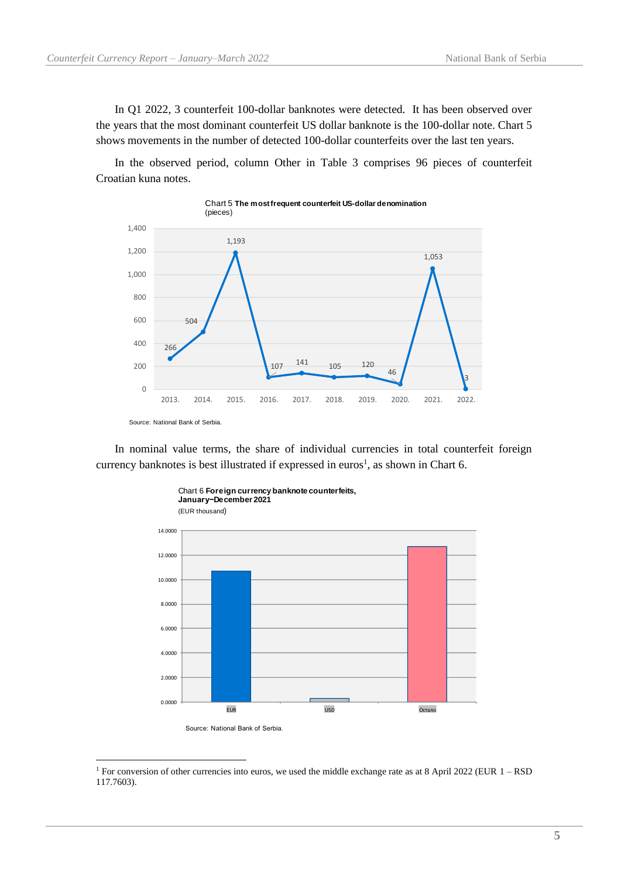In Q1 2022, 3 counterfeit 100-dollar banknotes were detected. It has been observed over the years that the most dominant counterfeit US dollar banknote is the 100-dollar note. Chart 5 shows movements in the number of detected 100-dollar counterfeits over the last ten years.

In the observed period, column Other in Table 3 comprises 96 pieces of counterfeit Croatian kuna notes.

Chart 5 **The most frequent counterfeit US-dollar denomination**
(pieces)

| Year | Pieces |
|---|---|
| 2013. | 266 |
| 2014. | 504 |
| 2015. | 1,193 |
| 2016. | 107 |
| 2017. | 141 |
| 2018. | 105 |
| 2019. | 120 |
| 2020. | 46 |
| 2021. | 1,053 |
| 2022. | 3 |

Source: National Bank of Serbia.

In nominal value terms, the share of individual currencies in total counterfeit foreign currency banknotes is best illustrated if expressed in euros[1], as shown in Chart 6.

Chart 6 **Foreign currency banknote counterfeits, January–December 2021**
(EUR thousand)

Categories: EUR, USD, Остало

Source: National Bank of Serbia.

[1] For conversion of other currencies into euros, we used the middle exchange rate as at 8 April 2022 (EUR 1 – RSD 117.7603).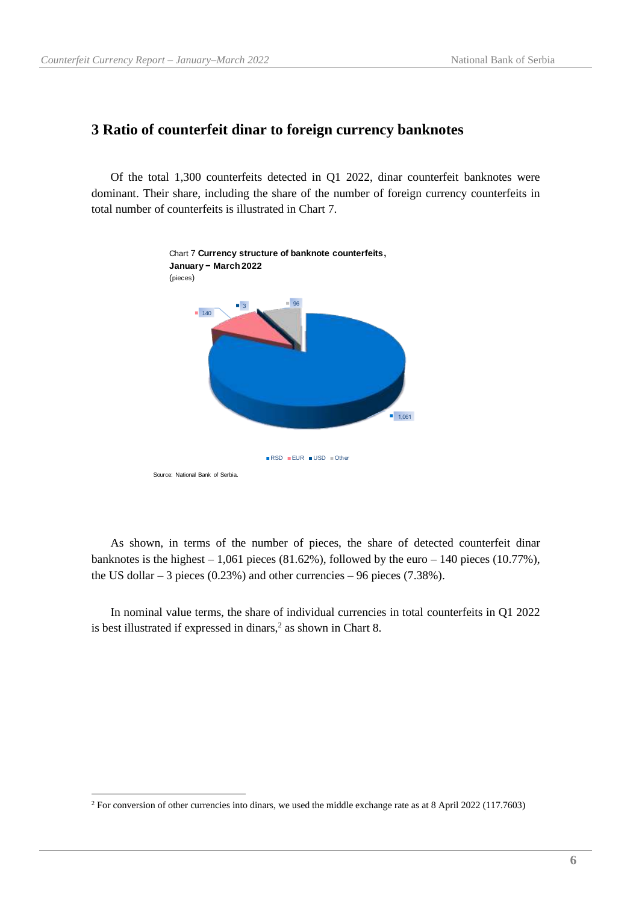## 3 Ratio of counterfeit dinar to foreign currency banknotes

Of the total 1,300 counterfeits detected in Q1 2022, dinar counterfeit banknotes were dominant. Their share, including the share of the number of foreign currency counterfeits in total number of counterfeits is illustrated in Chart 7.

Chart 7 **Currency structure of banknote counterfeits, January – March 2022**
(pieces)

| Currency | Pieces |
|---|---|
| RSD | 1,061 |
| EUR | 140 |
| USD | 3 |
| Other | 96 |

Source: National Bank of Serbia.

As shown, in terms of the number of pieces, the share of detected counterfeit dinar banknotes is the highest – 1,061 pieces (81.62%), followed by the euro – 140 pieces (10.77%), the US dollar – 3 pieces (0.23%) and other currencies – 96 pieces (7.38%).

In nominal value terms, the share of individual currencies in total counterfeits in Q1 2022 is best illustrated if expressed in dinars,[2] as shown in Chart 8.

[2] For conversion of other currencies into dinars, we used the middle exchange rate as at 8 April 2022 (117.7603)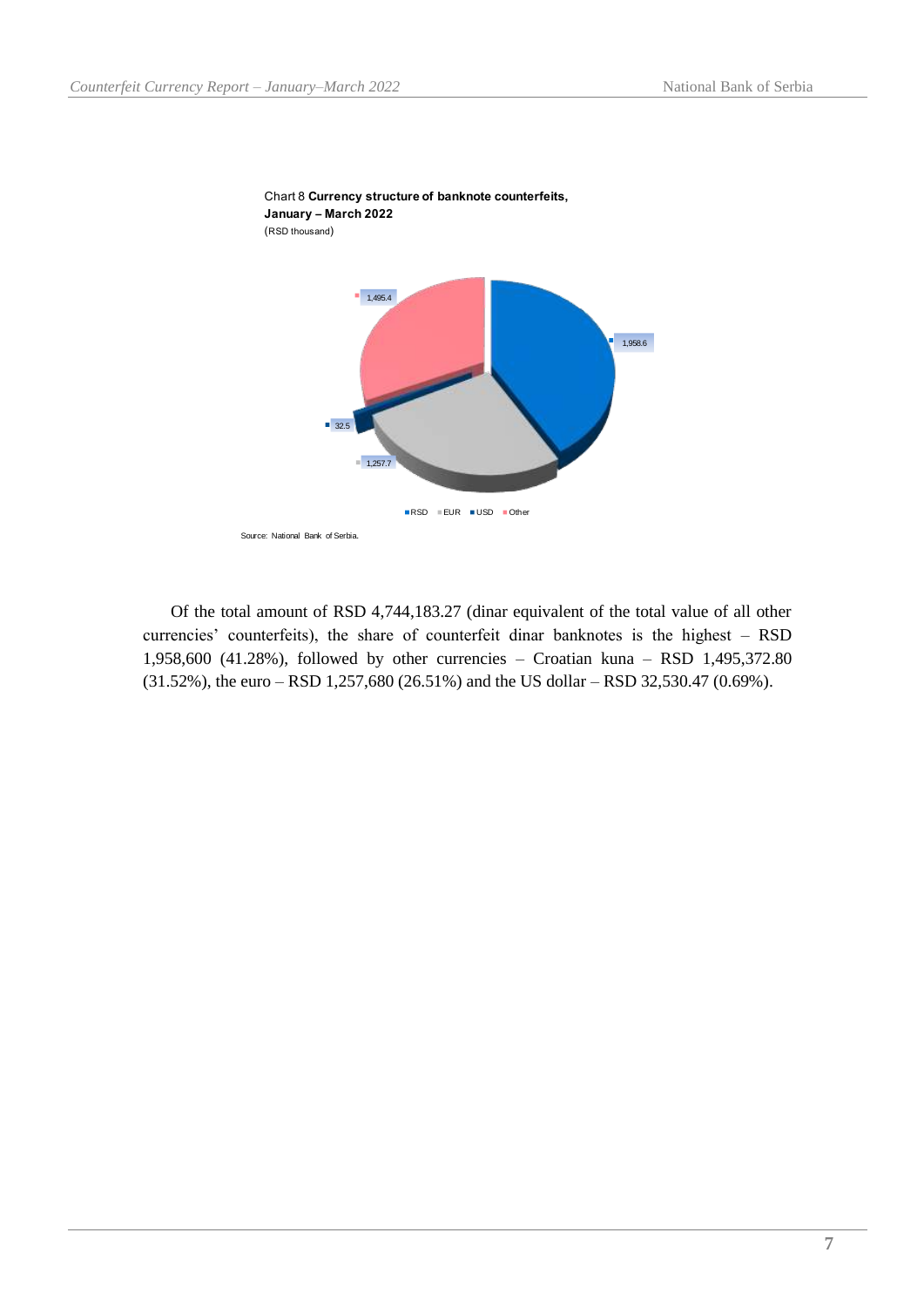Chart 8 **Currency structure of banknote counterfeits, January – March 2022**
(RSD thousand)

1,495.4

1,958.6

32.5

1,257.7

RSD EUR USD Other

Source: National Bank of Serbia.

Of the total amount of RSD 4,744,183.27 (dinar equivalent of the total value of all other currencies' counterfeits), the share of counterfeit dinar banknotes is the highest – RSD 1,958,600 (41.28%), followed by other currencies – Croatian kuna – RSD 1,495,372.80 (31.52%), the euro – RSD 1,257,680 (26.51%) and the US dollar – RSD 32,530.47 (0.69%).